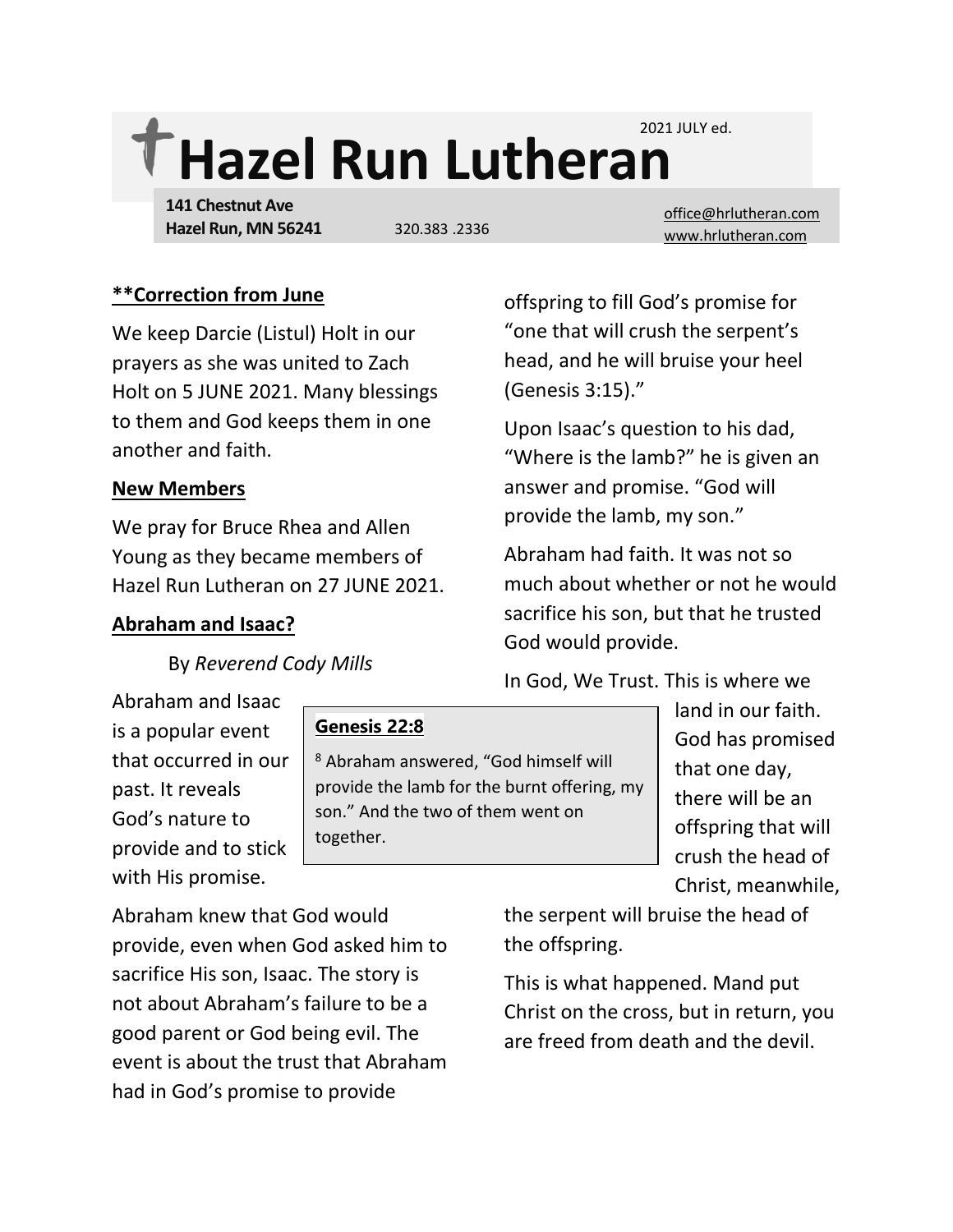2021 JULY ed.

# Hazel Run Lutheran

**141 Chestnut Ave**
**Hazel Run, MN 56241** 320.383 .2336

office@hrlutheran.com
www.hrlutheran.com

## **Correction from June

We keep Darcie (Listul) Holt in our prayers as she was united to Zach Holt on 5 JUNE 2021. Many blessings to them and God keeps them in one another and faith.

## New Members

We pray for Bruce Rhea and Allen Young as they became members of Hazel Run Lutheran on 27 JUNE 2021.

## Abraham and Isaac?

By *Reverend Cody Mills*

Abraham and Isaac is a popular event that occurred in our past. It reveals God's nature to provide and to stick with His promise.

> **Genesis 22:8**
>
> 8 Abraham answered, "God himself will provide the lamb for the burnt offering, my son." And the two of them went on together.

Abraham knew that God would provide, even when God asked him to sacrifice His son, Isaac. The story is not about Abraham's failure to be a good parent or God being evil. The event is about the trust that Abraham had in God's promise to provide offspring to fill God's promise for "one that will crush the serpent's head, and he will bruise your heel (Genesis 3:15)."

Upon Isaac's question to his dad, "Where is the lamb?" he is given an answer and promise. "God will provide the lamb, my son."

Abraham had faith. It was not so much about whether or not he would sacrifice his son, but that he trusted God would provide.

In God, We Trust. This is where we land in our faith. God has promised that one day, there will be an offspring that will crush the head of Christ, meanwhile, the serpent will bruise the head of the offspring.

This is what happened. Mand put Christ on the cross, but in return, you are freed from death and the devil.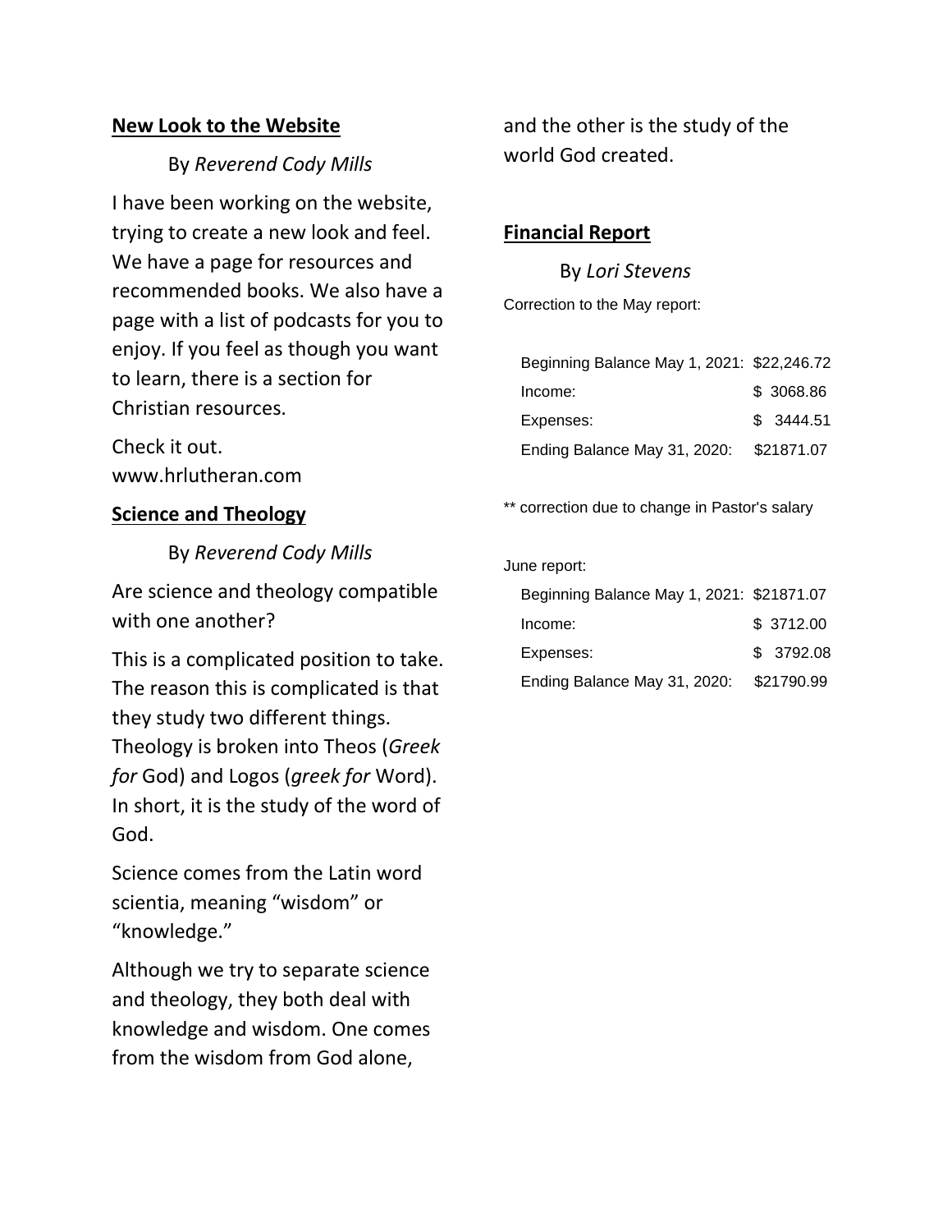## New Look to the Website

By *Reverend Cody Mills*

I have been working on the website, trying to create a new look and feel. We have a page for resources and recommended books. We also have a page with a list of podcasts for you to enjoy. If you feel as though you want to learn, there is a section for Christian resources.

Check it out.
www.hrlutheran.com

## Science and Theology

By *Reverend Cody Mills*

Are science and theology compatible with one another?

This is a complicated position to take. The reason this is complicated is that they study two different things. Theology is broken into Theos (*Greek for* God) and Logos (*greek for* Word). In short, it is the study of the word of God.

Science comes from the Latin word scientia, meaning "wisdom" or "knowledge."

Although we try to separate science and theology, they both deal with knowledge and wisdom. One comes from the wisdom from God alone, and the other is the study of the world God created.

## Financial Report

By *Lori Stevens*

Correction to the May report:

| | |
|---|---|
| Beginning Balance May 1, 2021: | $22,246.72 |
| Income: | $ 3068.86 |
| Expenses: | $ 3444.51 |
| Ending Balance May 31, 2020: | $21871.07 |

** correction due to change in Pastor's salary

June report:

| | |
|---|---|
| Beginning Balance May 1, 2021: | $21871.07 |
| Income: | $ 3712.00 |
| Expenses: | $ 3792.08 |
| Ending Balance May 31, 2020: | $21790.99 |